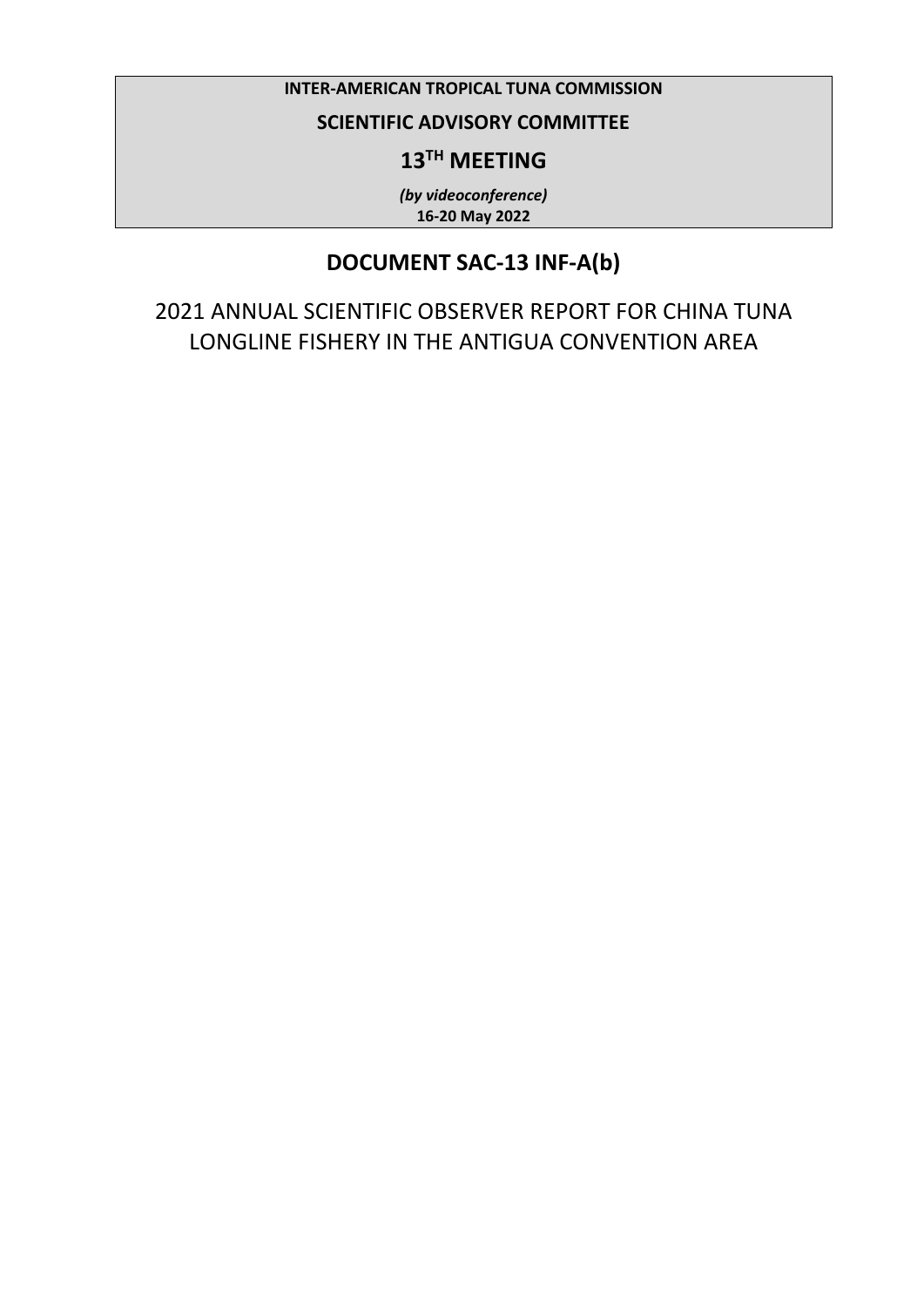**INTER-AMERICAN TROPICAL TUNA COMMISSION**

**SCIENTIFIC ADVISORY COMMITTEE**

# 13TH MEETING

***(by videoconference)***

**16-20 May 2022**

## DOCUMENT SAC-13 INF-A(b)

# 2021 ANNUAL SCIENTIFIC OBSERVER REPORT FOR CHINA TUNA LONGLINE FISHERY IN THE ANTIGUA CONVENTION AREA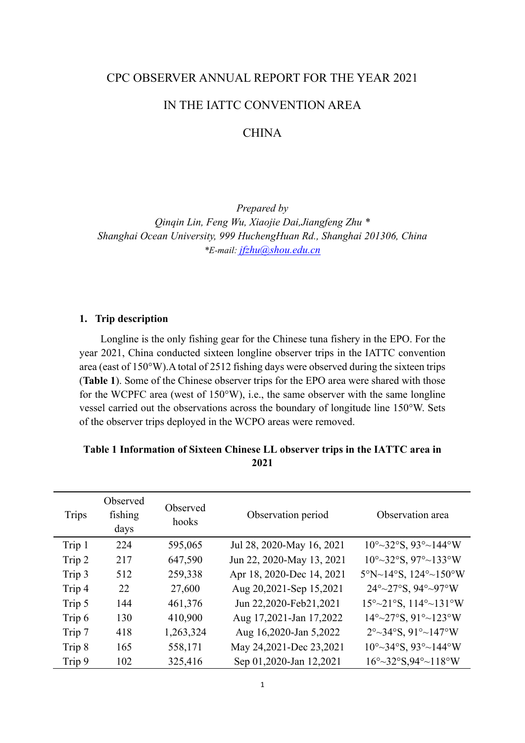CPC OBSERVER ANNUAL REPORT FOR THE YEAR 2021

IN THE IATTC CONVENTION AREA

CHINA

*Prepared by*
*Qinqin Lin, Feng Wu, Xiaojie Dai,Jiangfeng Zhu \**
*Shanghai Ocean University, 999 HuchengHuan Rd., Shanghai 201306, China*
*\*E-mail: jfzhu@shou.edu.cn*

## 1. Trip description

Longline is the only fishing gear for the Chinese tuna fishery in the EPO. For the year 2021, China conducted sixteen longline observer trips in the IATTC convention area (east of 150°W).A total of 2512 fishing days were observed during the sixteen trips (**Table 1**). Some of the Chinese observer trips for the EPO area were shared with those for the WCPFC area (west of 150°W), i.e., the same observer with the same longline vessel carried out the observations across the boundary of longitude line 150°W. Sets of the observer trips deployed in the WCPO areas were removed.

**Table 1 Information of Sixteen Chinese LL observer trips in the IATTC area in 2021**

| Trips | Observed fishing days | Observed hooks | Observation period | Observation area |
|---|---|---|---|---|
| Trip 1 | 224 | 595,065 | Jul 28, 2020-May 16, 2021 | 10°~32°S, 93°~144°W |
| Trip 2 | 217 | 647,590 | Jun 22, 2020-May 13, 2021 | 10°~32°S, 97°~133°W |
| Trip 3 | 512 | 259,338 | Apr 18, 2020-Dec 14, 2021 | 5°N~14°S, 124°~150°W |
| Trip 4 | 22 | 27,600 | Aug 20,2021-Sep 15,2021 | 24°~27°S, 94°~97°W |
| Trip 5 | 144 | 461,376 | Jun 22,2020-Feb21,2021 | 15°~21°S, 114°~131°W |
| Trip 6 | 130 | 410,900 | Aug 17,2021-Jan 17,2022 | 14°~27°S, 91°~123°W |
| Trip 7 | 418 | 1,263,324 | Aug 16,2020-Jan 5,2022 | 2°~34°S, 91°~147°W |
| Trip 8 | 165 | 558,171 | May 24,2021-Dec 23,2021 | 10°~34°S, 93°~144°W |
| Trip 9 | 102 | 325,416 | Sep 01,2020-Jan 12,2021 | 16°~32°S,94°~118°W |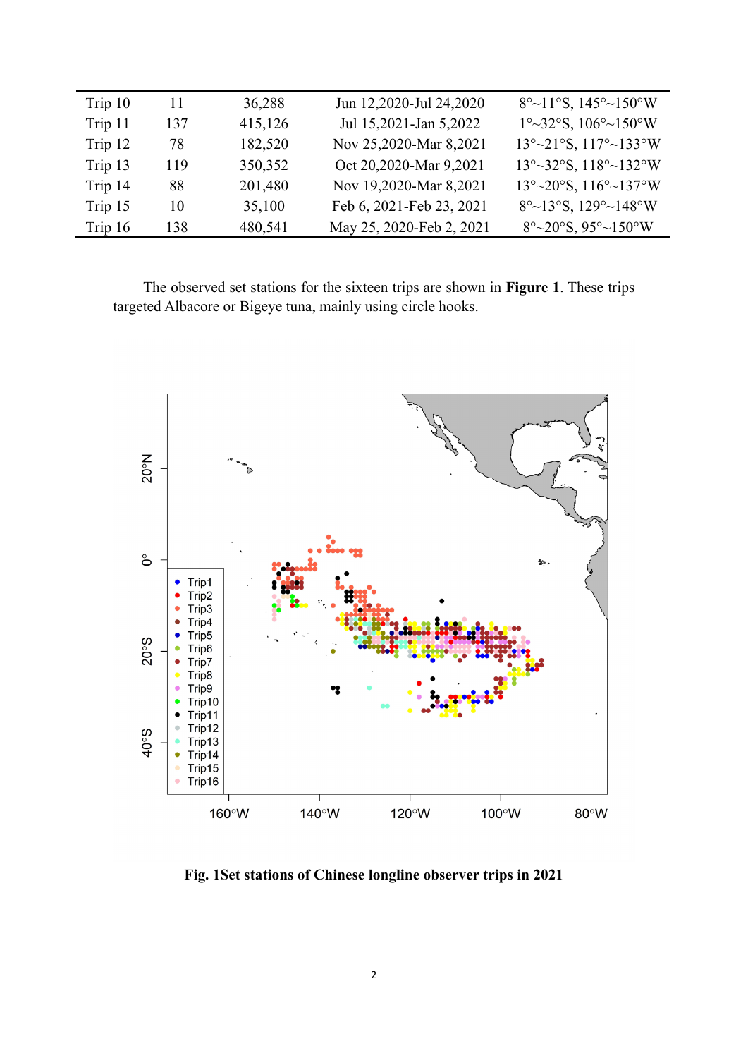| Trip 10 | 11 | 36,288 | Jun 12,2020-Jul 24,2020 | 8°~11°S, 145°~150°W |
|---|---|---|---|---|
| Trip 11 | 137 | 415,126 | Jul 15,2021-Jan 5,2022 | 1°~32°S, 106°~150°W |
| Trip 12 | 78 | 182,520 | Nov 25,2020-Mar 8,2021 | 13°~21°S, 117°~133°W |
| Trip 13 | 119 | 350,352 | Oct 20,2020-Mar 9,2021 | 13°~32°S, 118°~132°W |
| Trip 14 | 88 | 201,480 | Nov 19,2020-Mar 8,2021 | 13°~20°S, 116°~137°W |
| Trip 15 | 10 | 35,100 | Feb 6, 2021-Feb 23, 2021 | 8°~13°S, 129°~148°W |
| Trip 16 | 138 | 480,541 | May 25, 2020-Feb 2, 2021 | 8°~20°S, 95°~150°W |

The observed set stations for the sixteen trips are shown in **Figure 1**. These trips targeted Albacore or Bigeye tuna, mainly using circle hooks.

**Fig. 1Set stations of Chinese longline observer trips in 2021**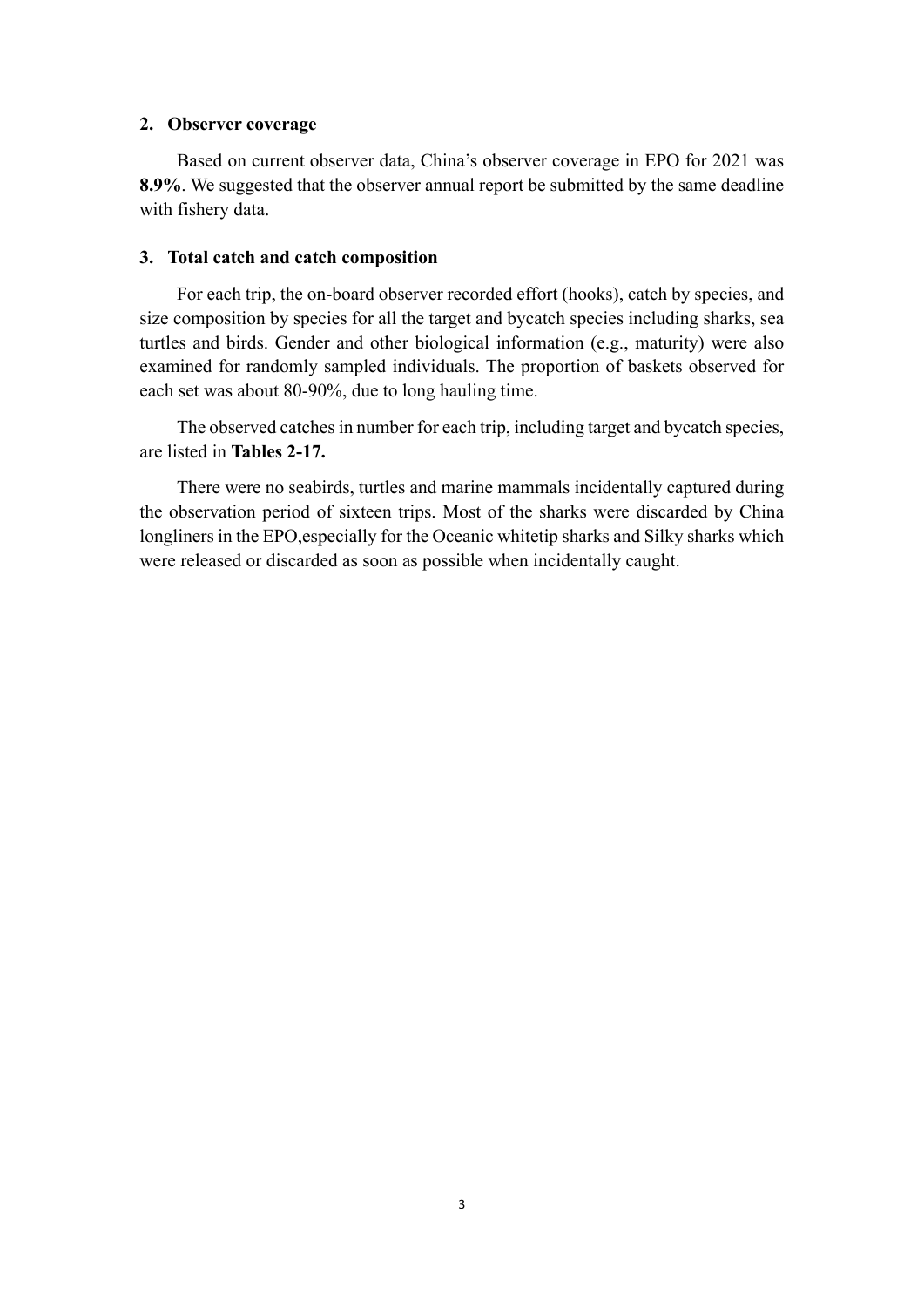## 2. Observer coverage

Based on current observer data, China's observer coverage in EPO for 2021 was **8.9%**. We suggested that the observer annual report be submitted by the same deadline with fishery data.

## 3. Total catch and catch composition

For each trip, the on-board observer recorded effort (hooks), catch by species, and size composition by species for all the target and bycatch species including sharks, sea turtles and birds. Gender and other biological information (e.g., maturity) were also examined for randomly sampled individuals. The proportion of baskets observed for each set was about 80-90%, due to long hauling time.

The observed catches in number for each trip, including target and bycatch species, are listed in **Tables 2-17.**

There were no seabirds, turtles and marine mammals incidentally captured during the observation period of sixteen trips. Most of the sharks were discarded by China longliners in the EPO,especially for the Oceanic whitetip sharks and Silky sharks which were released or discarded as soon as possible when incidentally caught.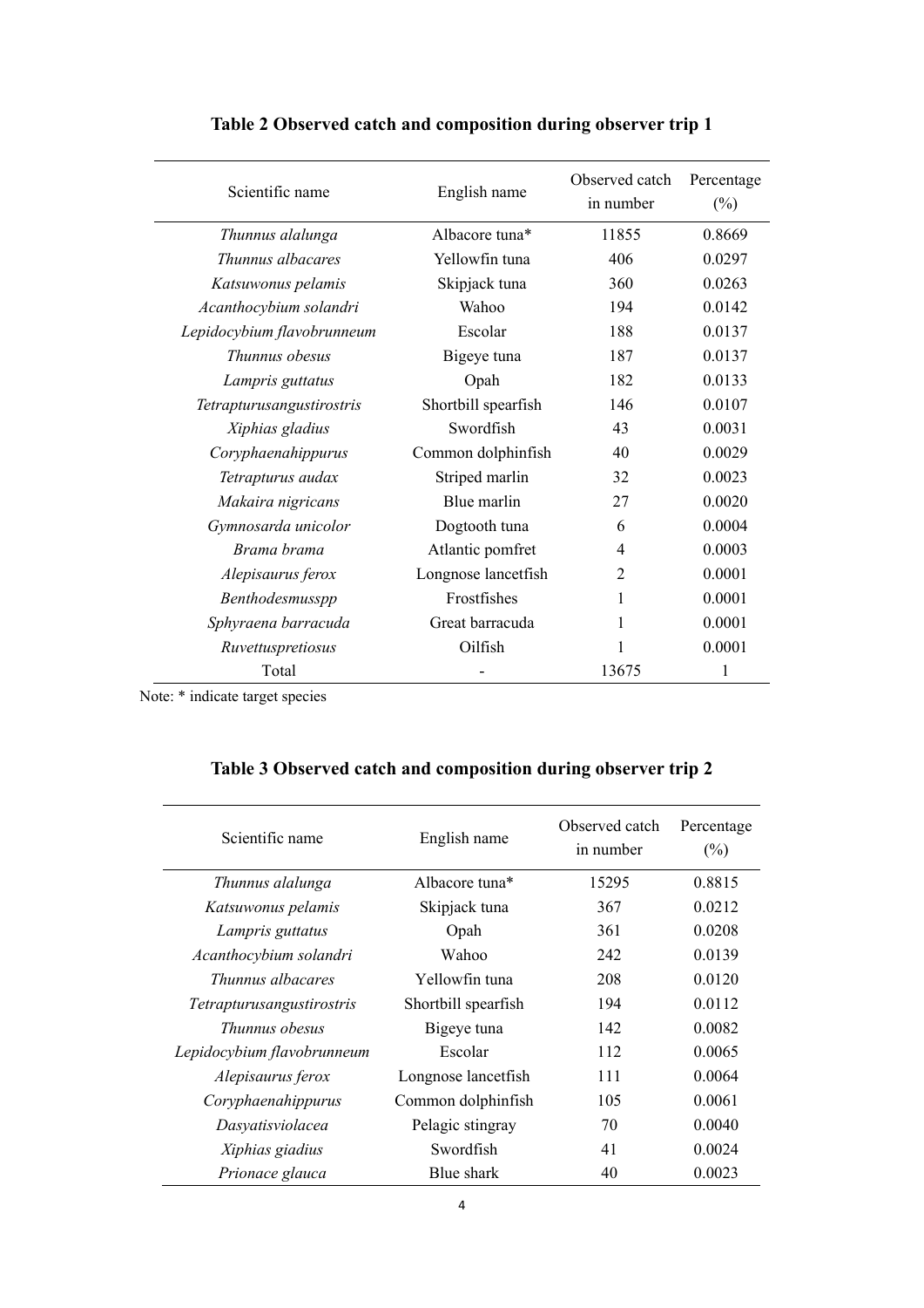**Table 2 Observed catch and composition during observer trip 1**

| Scientific name | English name | Observed catch in number | Percentage (%) |
| --- | --- | --- | --- |
| *Thunnus alalunga* | Albacore tuna* | 11855 | 0.8669 |
| *Thunnus albacares* | Yellowfin tuna | 406 | 0.0297 |
| *Katsuwonus pelamis* | Skipjack tuna | 360 | 0.0263 |
| *Acanthocybium solandri* | Wahoo | 194 | 0.0142 |
| *Lepidocybium flavobrunneum* | Escolar | 188 | 0.0137 |
| *Thunnus obesus* | Bigeye tuna | 187 | 0.0137 |
| *Lampris guttatus* | Opah | 182 | 0.0133 |
| *Tetrapturusangustirostris* | Shortbill spearfish | 146 | 0.0107 |
| *Xiphias gladius* | Swordfish | 43 | 0.0031 |
| *Coryphaenahippurus* | Common dolphinfish | 40 | 0.0029 |
| *Tetrapturus audax* | Striped marlin | 32 | 0.0023 |
| *Makaira nigricans* | Blue marlin | 27 | 0.0020 |
| *Gymnosarda unicolor* | Dogtooth tuna | 6 | 0.0004 |
| *Brama brama* | Atlantic pomfret | 4 | 0.0003 |
| *Alepisaurus ferox* | Longnose lancetfish | 2 | 0.0001 |
| *Benthodesmusspp* | Frostfishes | 1 | 0.0001 |
| *Sphyraena barracuda* | Great barracuda | 1 | 0.0001 |
| *Ruvettuspretiosus* | Oilfish | 1 | 0.0001 |
| Total | - | 13675 | 1 |

Note: * indicate target species

**Table 3 Observed catch and composition during observer trip 2**

| Scientific name | English name | Observed catch in number | Percentage (%) |
| --- | --- | --- | --- |
| *Thunnus alalunga* | Albacore tuna* | 15295 | 0.8815 |
| *Katsuwonus pelamis* | Skipjack tuna | 367 | 0.0212 |
| *Lampris guttatus* | Opah | 361 | 0.0208 |
| *Acanthocybium solandri* | Wahoo | 242 | 0.0139 |
| *Thunnus albacares* | Yellowfin tuna | 208 | 0.0120 |
| *Tetrapturusangustirostris* | Shortbill spearfish | 194 | 0.0112 |
| *Thunnus obesus* | Bigeye tuna | 142 | 0.0082 |
| *Lepidocybium flavobrunneum* | Escolar | 112 | 0.0065 |
| *Alepisaurus ferox* | Longnose lancetfish | 111 | 0.0064 |
| *Coryphaenahippurus* | Common dolphinfish | 105 | 0.0061 |
| *Dasyatisviolacea* | Pelagic stingray | 70 | 0.0040 |
| *Xiphias giadius* | Swordfish | 41 | 0.0024 |
| *Prionace glauca* | Blue shark | 40 | 0.0023 |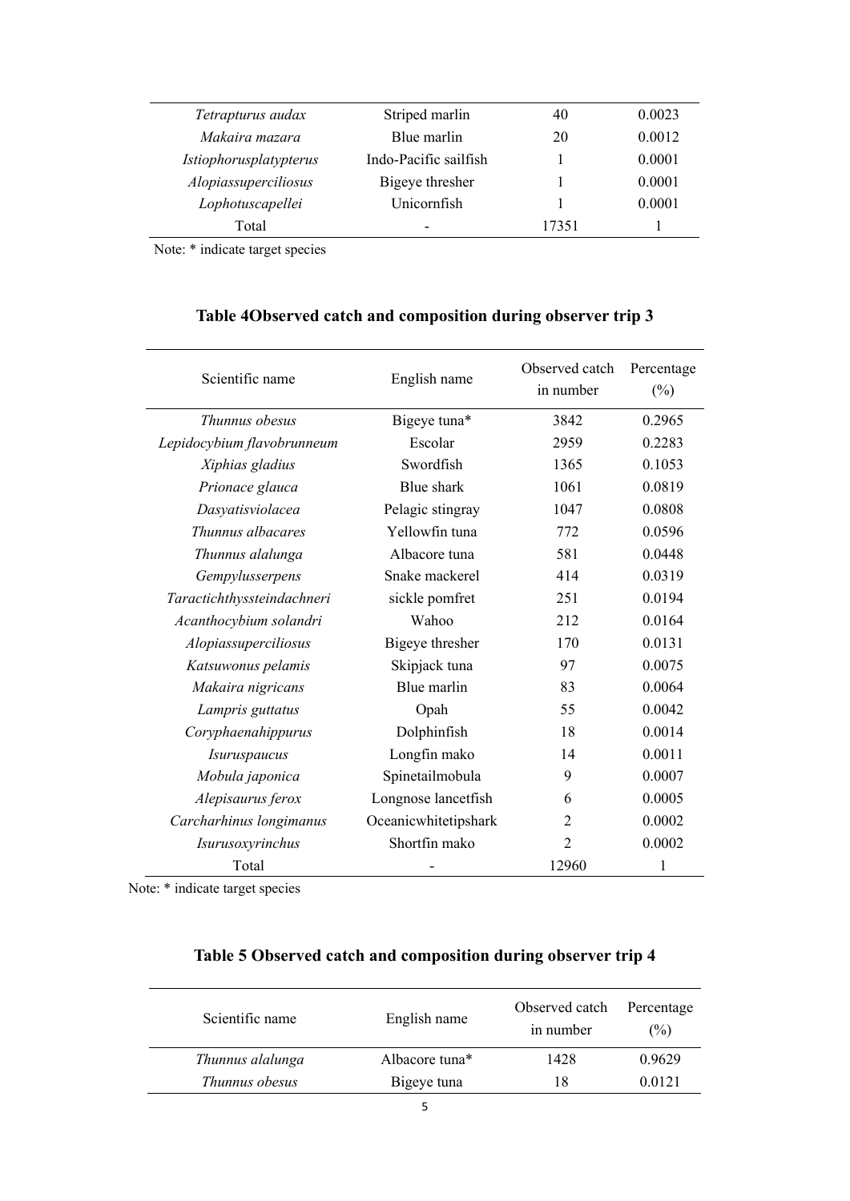| | | | |
|---|---|---|---|
| *Tetrapturus audax* | Striped marlin | 40 | 0.0023 |
| *Makaira mazara* | Blue marlin | 20 | 0.0012 |
| *Istiophorusplatypterus* | Indo-Pacific sailfish | 1 | 0.0001 |
| *Alopiassuperciliosus* | Bigeye thresher | 1 | 0.0001 |
| *Lophotuscapellei* | Unicornfish | 1 | 0.0001 |
| Total | - | 17351 | 1 |

Note: * indicate target species

## Table 4Observed catch and composition during observer trip 3

| Scientific name | English name | Observed catch in number | Percentage (%) |
|---|---|---|---|
| *Thunnus obesus* | Bigeye tuna* | 3842 | 0.2965 |
| *Lepidocybium flavobrunneum* | Escolar | 2959 | 0.2283 |
| *Xiphias gladius* | Swordfish | 1365 | 0.1053 |
| *Prionace glauca* | Blue shark | 1061 | 0.0819 |
| *Dasyatisviolacea* | Pelagic stingray | 1047 | 0.0808 |
| *Thunnus albacares* | Yellowfin tuna | 772 | 0.0596 |
| *Thunnus alalunga* | Albacore tuna | 581 | 0.0448 |
| *Gempylusserpens* | Snake mackerel | 414 | 0.0319 |
| *Taractichthyssteindachneri* | sickle pomfret | 251 | 0.0194 |
| *Acanthocybium solandri* | Wahoo | 212 | 0.0164 |
| *Alopiassuperciliosus* | Bigeye thresher | 170 | 0.0131 |
| *Katsuwonus pelamis* | Skipjack tuna | 97 | 0.0075 |
| *Makaira nigricans* | Blue marlin | 83 | 0.0064 |
| *Lampris guttatus* | Opah | 55 | 0.0042 |
| *Coryphaenahippurus* | Dolphinfish | 18 | 0.0014 |
| *Isuruspaucus* | Longfin mako | 14 | 0.0011 |
| *Mobula japonica* | Spinetailmobula | 9 | 0.0007 |
| *Alepisaurus ferox* | Longnose lancetfish | 6 | 0.0005 |
| *Carcharhinus longimanus* | Oceanicwhitetipshark | 2 | 0.0002 |
| *Isurusoxyrinchus* | Shortfin mako | 2 | 0.0002 |
| Total | - | 12960 | 1 |

Note: * indicate target species

## Table 5 Observed catch and composition during observer trip 4

| Scientific name | English name | Observed catch in number | Percentage (%) |
|---|---|---|---|
| *Thunnus alalunga* | Albacore tuna* | 1428 | 0.9629 |
| *Thunnus obesus* | Bigeye tuna | 18 | 0.0121 |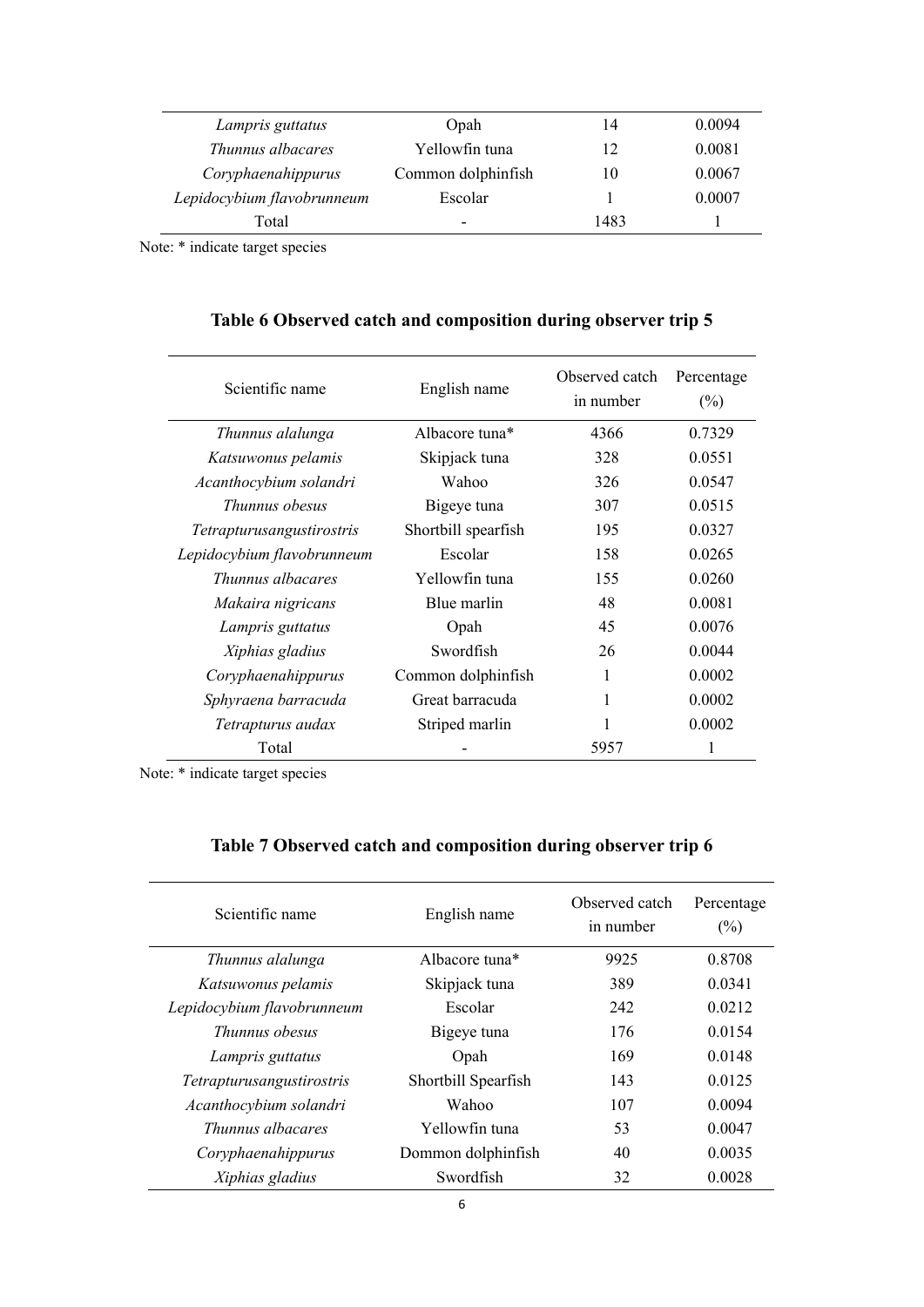| Scientific name | English name | Observed catch in number | Percentage (%) |
| --- | --- | --- | --- |
| *Lampris guttatus* | Opah | 14 | 0.0094 |
| *Thunnus albacares* | Yellowfin tuna | 12 | 0.0081 |
| *Coryphaenahippurus* | Common dolphinfish | 10 | 0.0067 |
| *Lepidocybium flavobrunneum* | Escolar | 1 | 0.0007 |
| Total | - | 1483 | 1 |

Note: * indicate target species

### Table 6 Observed catch and composition during observer trip 5

| Scientific name | English name | Observed catch in number | Percentage (%) |
| --- | --- | --- | --- |
| *Thunnus alalunga* | Albacore tuna* | 4366 | 0.7329 |
| *Katsuwonus pelamis* | Skipjack tuna | 328 | 0.0551 |
| *Acanthocybium solandri* | Wahoo | 326 | 0.0547 |
| *Thunnus obesus* | Bigeye tuna | 307 | 0.0515 |
| *Tetrapturusangustirostris* | Shortbill spearfish | 195 | 0.0327 |
| *Lepidocybium flavobrunneum* | Escolar | 158 | 0.0265 |
| *Thunnus albacares* | Yellowfin tuna | 155 | 0.0260 |
| *Makaira nigricans* | Blue marlin | 48 | 0.0081 |
| *Lampris guttatus* | Opah | 45 | 0.0076 |
| *Xiphias gladius* | Swordfish | 26 | 0.0044 |
| *Coryphaenahippurus* | Common dolphinfish | 1 | 0.0002 |
| *Sphyraena barracuda* | Great barracuda | 1 | 0.0002 |
| *Tetrapturus audax* | Striped marlin | 1 | 0.0002 |
| Total | - | 5957 | 1 |

Note: * indicate target species

### Table 7 Observed catch and composition during observer trip 6

| Scientific name | English name | Observed catch in number | Percentage (%) |
| --- | --- | --- | --- |
| *Thunnus alalunga* | Albacore tuna* | 9925 | 0.8708 |
| *Katsuwonus pelamis* | Skipjack tuna | 389 | 0.0341 |
| *Lepidocybium flavobrunneum* | Escolar | 242 | 0.0212 |
| *Thunnus obesus* | Bigeye tuna | 176 | 0.0154 |
| *Lampris guttatus* | Opah | 169 | 0.0148 |
| *Tetrapturusangustirostris* | Shortbill Spearfish | 143 | 0.0125 |
| *Acanthocybium solandri* | Wahoo | 107 | 0.0094 |
| *Thunnus albacares* | Yellowfin tuna | 53 | 0.0047 |
| *Coryphaenahippurus* | Dommon dolphinfish | 40 | 0.0035 |
| *Xiphias gladius* | Swordfish | 32 | 0.0028 |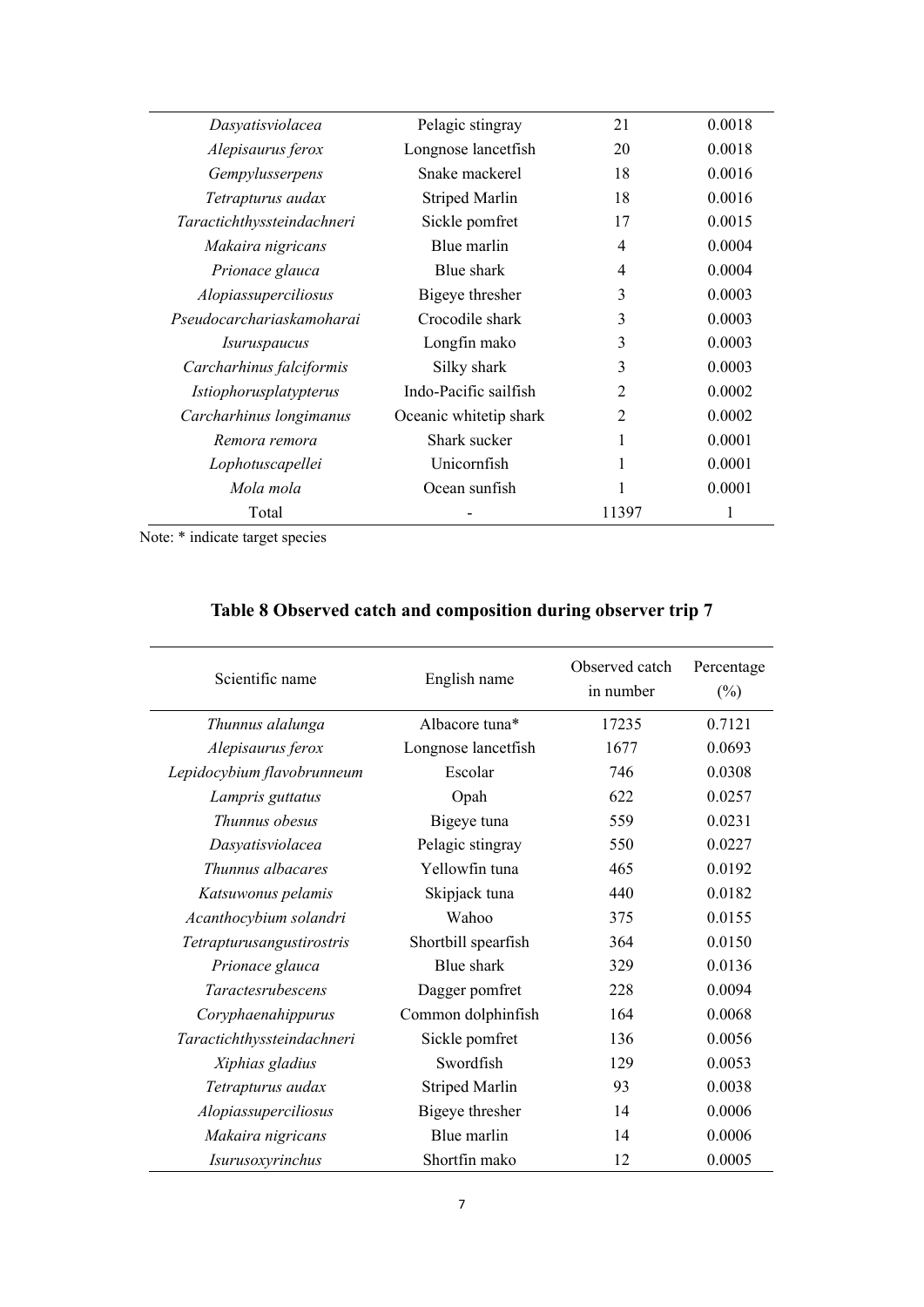| Dasyatisviolacea | Pelagic stingray | 21 | 0.0018 |
|---|---|---|---|
| *Alepisaurus ferox* | Longnose lancetfish | 20 | 0.0018 |
| *Gempylusserpens* | Snake mackerel | 18 | 0.0016 |
| *Tetrapturus audax* | Striped Marlin | 18 | 0.0016 |
| *Taractichthyssteindachneri* | Sickle pomfret | 17 | 0.0015 |
| *Makaira nigricans* | Blue marlin | 4 | 0.0004 |
| *Prionace glauca* | Blue shark | 4 | 0.0004 |
| *Alopiassuperciliosus* | Bigeye thresher | 3 | 0.0003 |
| *Pseudocarchariaskamoharai* | Crocodile shark | 3 | 0.0003 |
| *Isuruspaucus* | Longfin mako | 3 | 0.0003 |
| *Carcharhinus falciformis* | Silky shark | 3 | 0.0003 |
| *Istiophorusplatypterus* | Indo-Pacific sailfish | 2 | 0.0002 |
| *Carcharhinus longimanus* | Oceanic whitetip shark | 2 | 0.0002 |
| *Remora remora* | Shark sucker | 1 | 0.0001 |
| *Lophotuscapellei* | Unicornfish | 1 | 0.0001 |
| *Mola mola* | Ocean sunfish | 1 | 0.0001 |
| Total | - | 11397 | 1 |

Note: * indicate target species

## Table 8 Observed catch and composition during observer trip 7

| Scientific name | English name | Observed catch in number | Percentage (%) |
|---|---|---|---|
| *Thunnus alalunga* | Albacore tuna* | 17235 | 0.7121 |
| *Alepisaurus ferox* | Longnose lancetfish | 1677 | 0.0693 |
| *Lepidocybium flavobrunneum* | Escolar | 746 | 0.0308 |
| *Lampris guttatus* | Opah | 622 | 0.0257 |
| *Thunnus obesus* | Bigeye tuna | 559 | 0.0231 |
| *Dasyatisviolacea* | Pelagic stingray | 550 | 0.0227 |
| *Thunnus albacares* | Yellowfin tuna | 465 | 0.0192 |
| *Katsuwonus pelamis* | Skipjack tuna | 440 | 0.0182 |
| *Acanthocybium solandri* | Wahoo | 375 | 0.0155 |
| *Tetrapturusangustirostris* | Shortbill spearfish | 364 | 0.0150 |
| *Prionace glauca* | Blue shark | 329 | 0.0136 |
| *Taractesrubescens* | Dagger pomfret | 228 | 0.0094 |
| *Coryphaenahippurus* | Common dolphinfish | 164 | 0.0068 |
| *Taractichthyssteindachneri* | Sickle pomfret | 136 | 0.0056 |
| *Xiphias gladius* | Swordfish | 129 | 0.0053 |
| *Tetrapturus audax* | Striped Marlin | 93 | 0.0038 |
| *Alopiassuperciliosus* | Bigeye thresher | 14 | 0.0006 |
| *Makaira nigricans* | Blue marlin | 14 | 0.0006 |
| *Isurusoxyrinchus* | Shortfin mako | 12 | 0.0005 |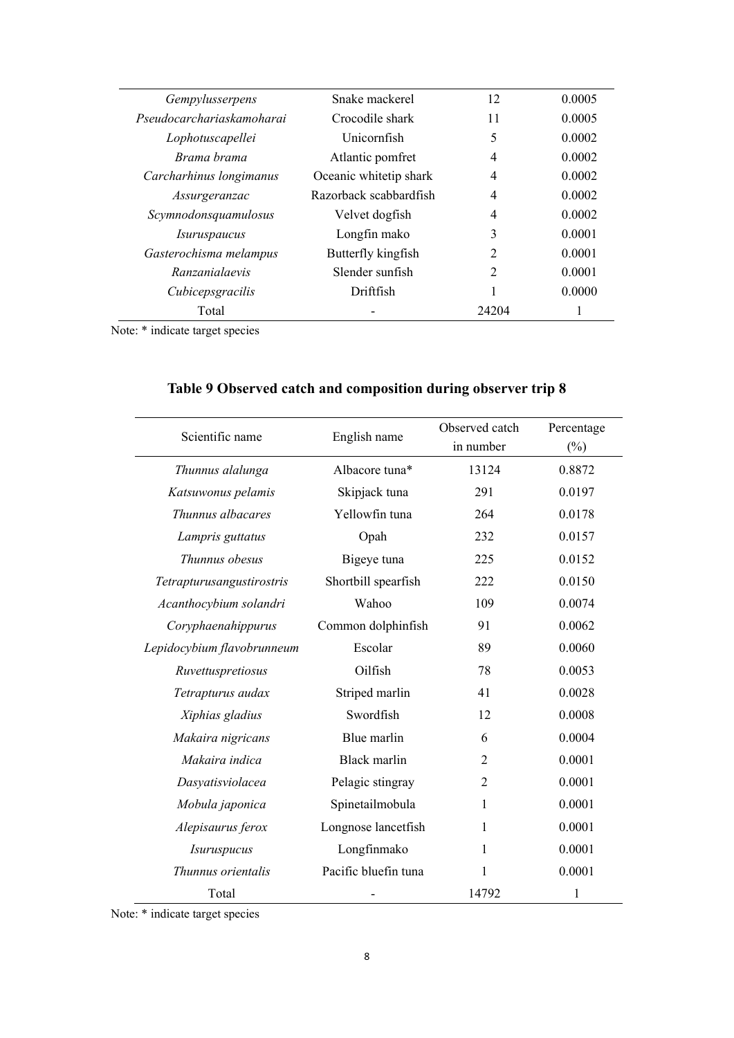| | | | |
|---|---|---|---|
| *Gempylusserpens* | Snake mackerel | 12 | 0.0005 |
| *Pseudocarchariaskamoharai* | Crocodile shark | 11 | 0.0005 |
| *Lophotuscapellei* | Unicornfish | 5 | 0.0002 |
| *Brama brama* | Atlantic pomfret | 4 | 0.0002 |
| *Carcharhinus longimanus* | Oceanic whitetip shark | 4 | 0.0002 |
| *Assurgeranzac* | Razorback scabbardfish | 4 | 0.0002 |
| *Scymnodonsquamulosus* | Velvet dogfish | 4 | 0.0002 |
| *Isuruspaucus* | Longfin mako | 3 | 0.0001 |
| *Gasterochisma melampus* | Butterfly kingfish | 2 | 0.0001 |
| *Ranzanialaevis* | Slender sunfish | 2 | 0.0001 |
| *Cubicepsgracilis* | Driftfish | 1 | 0.0000 |
| Total | - | 24204 | 1 |

Note: * indicate target species

## Table 9 Observed catch and composition during observer trip 8

| Scientific name | English name | Observed catch in number | Percentage (%) |
|---|---|---|---|
| *Thunnus alalunga* | Albacore tuna* | 13124 | 0.8872 |
| *Katsuwonus pelamis* | Skipjack tuna | 291 | 0.0197 |
| *Thunnus albacares* | Yellowfin tuna | 264 | 0.0178 |
| *Lampris guttatus* | Opah | 232 | 0.0157 |
| *Thunnus obesus* | Bigeye tuna | 225 | 0.0152 |
| *Tetrapturusangustirostris* | Shortbill spearfish | 222 | 0.0150 |
| *Acanthocybium solandri* | Wahoo | 109 | 0.0074 |
| *Coryphaenahippurus* | Common dolphinfish | 91 | 0.0062 |
| *Lepidocybium flavobrunneum* | Escolar | 89 | 0.0060 |
| *Ruvettuspretiosus* | Oilfish | 78 | 0.0053 |
| *Tetrapturus audax* | Striped marlin | 41 | 0.0028 |
| *Xiphias gladius* | Swordfish | 12 | 0.0008 |
| *Makaira nigricans* | Blue marlin | 6 | 0.0004 |
| *Makaira indica* | Black marlin | 2 | 0.0001 |
| *Dasyatisviolacea* | Pelagic stingray | 2 | 0.0001 |
| *Mobula japonica* | Spinetailmobula | 1 | 0.0001 |
| *Alepisaurus ferox* | Longnose lancetfish | 1 | 0.0001 |
| *Isuruspucus* | Longfinmako | 1 | 0.0001 |
| *Thunnus orientalis* | Pacific bluefin tuna | 1 | 0.0001 |
| Total | - | 14792 | 1 |

Note: * indicate target species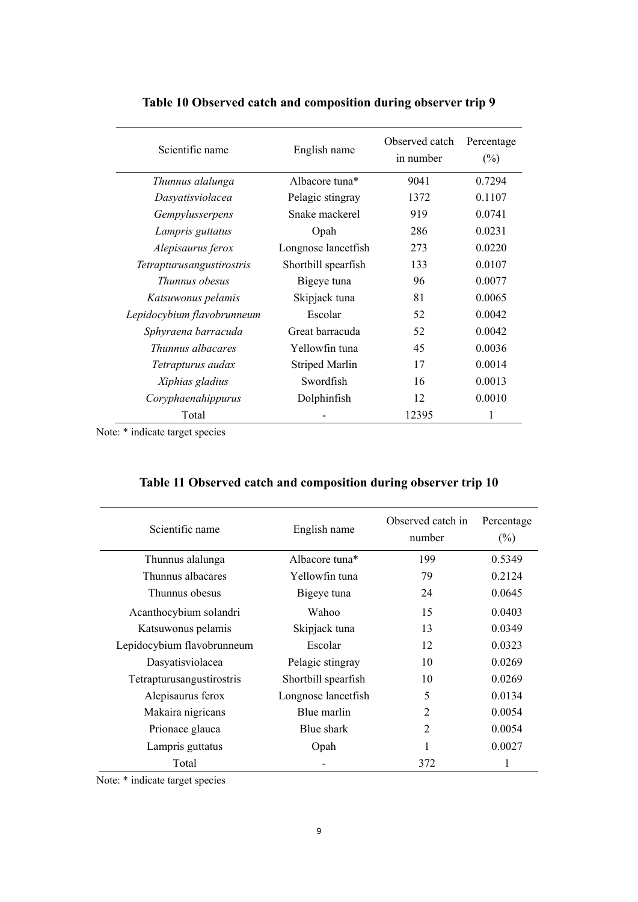**Table 10 Observed catch and composition during observer trip 9**

| Scientific name | English name | Observed catch in number | Percentage (%) |
|---|---|---|---|
| *Thunnus alalunga* | Albacore tuna* | 9041 | 0.7294 |
| *Dasyatisviolacea* | Pelagic stingray | 1372 | 0.1107 |
| *Gempylusserpens* | Snake mackerel | 919 | 0.0741 |
| *Lampris guttatus* | Opah | 286 | 0.0231 |
| *Alepisaurus ferox* | Longnose lancetfish | 273 | 0.0220 |
| *Tetrapturusangustirostris* | Shortbill spearfish | 133 | 0.0107 |
| *Thunnus obesus* | Bigeye tuna | 96 | 0.0077 |
| *Katsuwonus pelamis* | Skipjack tuna | 81 | 0.0065 |
| *Lepidocybium flavobrunneum* | Escolar | 52 | 0.0042 |
| *Sphyraena barracuda* | Great barracuda | 52 | 0.0042 |
| *Thunnus albacares* | Yellowfin tuna | 45 | 0.0036 |
| *Tetrapturus audax* | Striped Marlin | 17 | 0.0014 |
| *Xiphias gladius* | Swordfish | 16 | 0.0013 |
| *Coryphaenahippurus* | Dolphinfish | 12 | 0.0010 |
| Total | - | 12395 | 1 |

Note: * indicate target species

**Table 11 Observed catch and composition during observer trip 10**

| Scientific name | English name | Observed catch in number | Percentage (%) |
|---|---|---|---|
| Thunnus alalunga | Albacore tuna* | 199 | 0.5349 |
| Thunnus albacares | Yellowfin tuna | 79 | 0.2124 |
| Thunnus obesus | Bigeye tuna | 24 | 0.0645 |
| Acanthocybium solandri | Wahoo | 15 | 0.0403 |
| Katsuwonus pelamis | Skipjack tuna | 13 | 0.0349 |
| Lepidocybium flavobrunneum | Escolar | 12 | 0.0323 |
| Dasyatisviolacea | Pelagic stingray | 10 | 0.0269 |
| Tetrapturusangustirostris | Shortbill spearfish | 10 | 0.0269 |
| Alepisaurus ferox | Longnose lancetfish | 5 | 0.0134 |
| Makaira nigricans | Blue marlin | 2 | 0.0054 |
| Prionace glauca | Blue shark | 2 | 0.0054 |
| Lampris guttatus | Opah | 1 | 0.0027 |
| Total | - | 372 | 1 |

Note: * indicate target species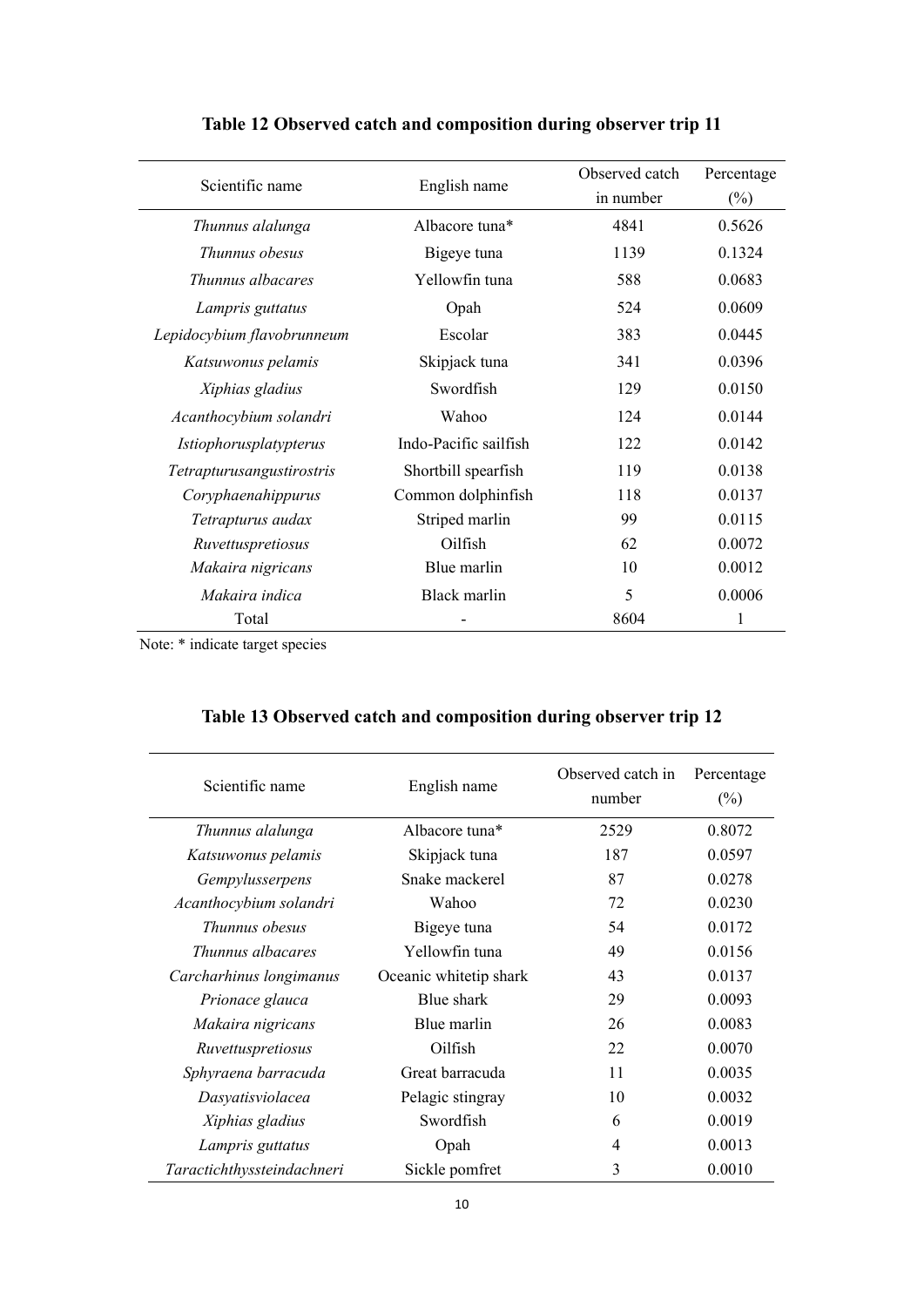**Table 12 Observed catch and composition during observer trip 11**

| Scientific name | English name | Observed catch in number | Percentage (%) |
|---|---|---|---|
| *Thunnus alalunga* | Albacore tuna* | 4841 | 0.5626 |
| *Thunnus obesus* | Bigeye tuna | 1139 | 0.1324 |
| *Thunnus albacares* | Yellowfin tuna | 588 | 0.0683 |
| *Lampris guttatus* | Opah | 524 | 0.0609 |
| *Lepidocybium flavobrunneum* | Escolar | 383 | 0.0445 |
| *Katsuwonus pelamis* | Skipjack tuna | 341 | 0.0396 |
| *Xiphias gladius* | Swordfish | 129 | 0.0150 |
| *Acanthocybium solandri* | Wahoo | 124 | 0.0144 |
| *Istiophorusplatypterus* | Indo-Pacific sailfish | 122 | 0.0142 |
| *Tetrapturusangustirostris* | Shortbill spearfish | 119 | 0.0138 |
| *Coryphaenahippurus* | Common dolphinfish | 118 | 0.0137 |
| *Tetrapturus audax* | Striped marlin | 99 | 0.0115 |
| *Ruvettuspretiosus* | Oilfish | 62 | 0.0072 |
| *Makaira nigricans* | Blue marlin | 10 | 0.0012 |
| *Makaira indica* | Black marlin | 5 | 0.0006 |
| Total | - | 8604 | 1 |

Note: * indicate target species

**Table 13 Observed catch and composition during observer trip 12**

| Scientific name | English name | Observed catch in number | Percentage (%) |
|---|---|---|---|
| *Thunnus alalunga* | Albacore tuna* | 2529 | 0.8072 |
| *Katsuwonus pelamis* | Skipjack tuna | 187 | 0.0597 |
| *Gempylusserpens* | Snake mackerel | 87 | 0.0278 |
| *Acanthocybium solandri* | Wahoo | 72 | 0.0230 |
| *Thunnus obesus* | Bigeye tuna | 54 | 0.0172 |
| *Thunnus albacares* | Yellowfin tuna | 49 | 0.0156 |
| *Carcharhinus longimanus* | Oceanic whitetip shark | 43 | 0.0137 |
| *Prionace glauca* | Blue shark | 29 | 0.0093 |
| *Makaira nigricans* | Blue marlin | 26 | 0.0083 |
| *Ruvettuspretiosus* | Oilfish | 22 | 0.0070 |
| *Sphyraena barracuda* | Great barracuda | 11 | 0.0035 |
| *Dasyatisviolacea* | Pelagic stingray | 10 | 0.0032 |
| *Xiphias gladius* | Swordfish | 6 | 0.0019 |
| *Lampris guttatus* | Opah | 4 | 0.0013 |
| *Taractichthyssteindachneri* | Sickle pomfret | 3 | 0.0010 |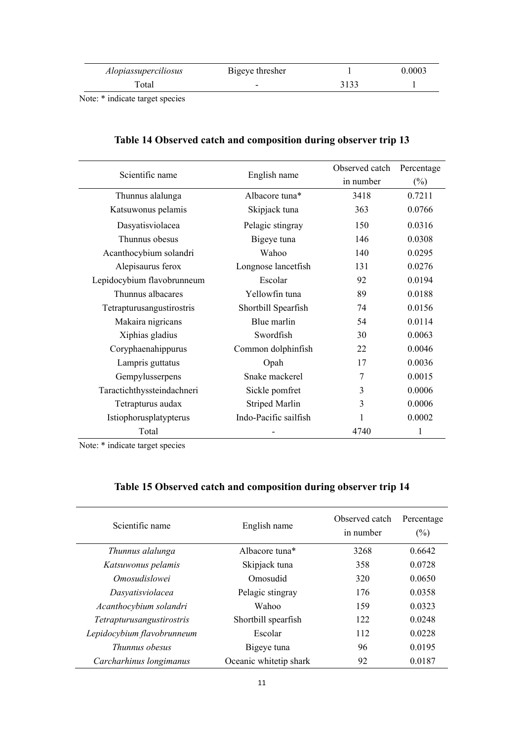| | | | |
|---|---|---|---|
| *Alopiassuperciliosus* | Bigeye thresher | 1 | 0.0003 |
| Total | - | 3133 | 1 |

Note: * indicate target species

### Table 14 Observed catch and composition during observer trip 13

| Scientific name | English name | Observed catch in number | Percentage (%) |
|---|---|---|---|
| Thunnus alalunga | Albacore tuna* | 3418 | 0.7211 |
| Katsuwonus pelamis | Skipjack tuna | 363 | 0.0766 |
| Dasyatisviolacea | Pelagic stingray | 150 | 0.0316 |
| Thunnus obesus | Bigeye tuna | 146 | 0.0308 |
| Acanthocybium solandri | Wahoo | 140 | 0.0295 |
| Alepisaurus ferox | Longnose lancetfish | 131 | 0.0276 |
| Lepidocybium flavobrunneum | Escolar | 92 | 0.0194 |
| Thunnus albacares | Yellowfin tuna | 89 | 0.0188 |
| Tetrapturusangustirostris | Shortbill Spearfish | 74 | 0.0156 |
| Makaira nigricans | Blue marlin | 54 | 0.0114 |
| Xiphias gladius | Swordfish | 30 | 0.0063 |
| Coryphaenahippurus | Common dolphinfish | 22 | 0.0046 |
| Lampris guttatus | Opah | 17 | 0.0036 |
| Gempylusserpens | Snake mackerel | 7 | 0.0015 |
| Taractichthyssteindachneri | Sickle pomfret | 3 | 0.0006 |
| Tetrapturus audax | Striped Marlin | 3 | 0.0006 |
| Istiophorusplatypterus | Indo-Pacific sailfish | 1 | 0.0002 |
| Total | - | 4740 | 1 |

Note: * indicate target species

### Table 15 Observed catch and composition during observer trip 14

| Scientific name | English name | Observed catch in number | Percentage (%) |
|---|---|---|---|
| *Thunnus alalunga* | Albacore tuna* | 3268 | 0.6642 |
| *Katsuwonus pelamis* | Skipjack tuna | 358 | 0.0728 |
| *Omosudislowei* | Omosudid | 320 | 0.0650 |
| *Dasyatisviolacea* | Pelagic stingray | 176 | 0.0358 |
| *Acanthocybium solandri* | Wahoo | 159 | 0.0323 |
| *Tetrapturusangustirostris* | Shortbill spearfish | 122 | 0.0248 |
| *Lepidocybium flavobrunneum* | Escolar | 112 | 0.0228 |
| *Thunnus obesus* | Bigeye tuna | 96 | 0.0195 |
| *Carcharhinus longimanus* | Oceanic whitetip shark | 92 | 0.0187 |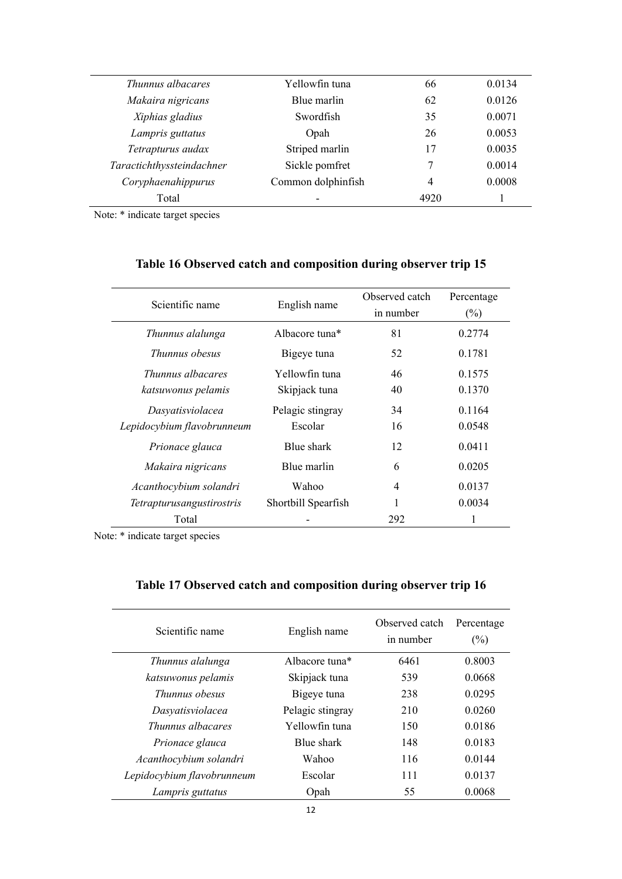| | | | |
|---|---|---|---|
| *Thunnus albacares* | Yellowfin tuna | 66 | 0.0134 |
| *Makaira nigricans* | Blue marlin | 62 | 0.0126 |
| *Xiphias gladius* | Swordfish | 35 | 0.0071 |
| *Lampris guttatus* | Opah | 26 | 0.0053 |
| *Tetrapturus audax* | Striped marlin | 17 | 0.0035 |
| *Taractichthyssteindachner* | Sickle pomfret | 7 | 0.0014 |
| *Coryphaenahippurus* | Common dolphinfish | 4 | 0.0008 |
| Total | - | 4920 | 1 |

Note: * indicate target species

**Table 16 Observed catch and composition during observer trip 15**

| Scientific name | English name | Observed catch in number | Percentage (%) |
|---|---|---|---|
| *Thunnus alalunga* | Albacore tuna* | 81 | 0.2774 |
| *Thunnus obesus* | Bigeye tuna | 52 | 0.1781 |
| *Thunnus albacares* | Yellowfin tuna | 46 | 0.1575 |
| *katsuwonus pelamis* | Skipjack tuna | 40 | 0.1370 |
| *Dasyatisviolacea* | Pelagic stingray | 34 | 0.1164 |
| *Lepidocybium flavobrunneum* | Escolar | 16 | 0.0548 |
| *Prionace glauca* | Blue shark | 12 | 0.0411 |
| *Makaira nigricans* | Blue marlin | 6 | 0.0205 |
| *Acanthocybium solandri* | Wahoo | 4 | 0.0137 |
| *Tetrapturusangustirostris* | Shortbill Spearfish | 1 | 0.0034 |
| Total | - | 292 | 1 |

Note: * indicate target species

**Table 17 Observed catch and composition during observer trip 16**

| Scientific name | English name | Observed catch in number | Percentage (%) |
|---|---|---|---|
| *Thunnus alalunga* | Albacore tuna* | 6461 | 0.8003 |
| *katsuwonus pelamis* | Skipjack tuna | 539 | 0.0668 |
| *Thunnus obesus* | Bigeye tuna | 238 | 0.0295 |
| *Dasyatisviolacea* | Pelagic stingray | 210 | 0.0260 |
| *Thunnus albacares* | Yellowfin tuna | 150 | 0.0186 |
| *Prionace glauca* | Blue shark | 148 | 0.0183 |
| *Acanthocybium solandri* | Wahoo | 116 | 0.0144 |
| *Lepidocybium flavobrunneum* | Escolar | 111 | 0.0137 |
| *Lampris guttatus* | Opah | 55 | 0.0068 |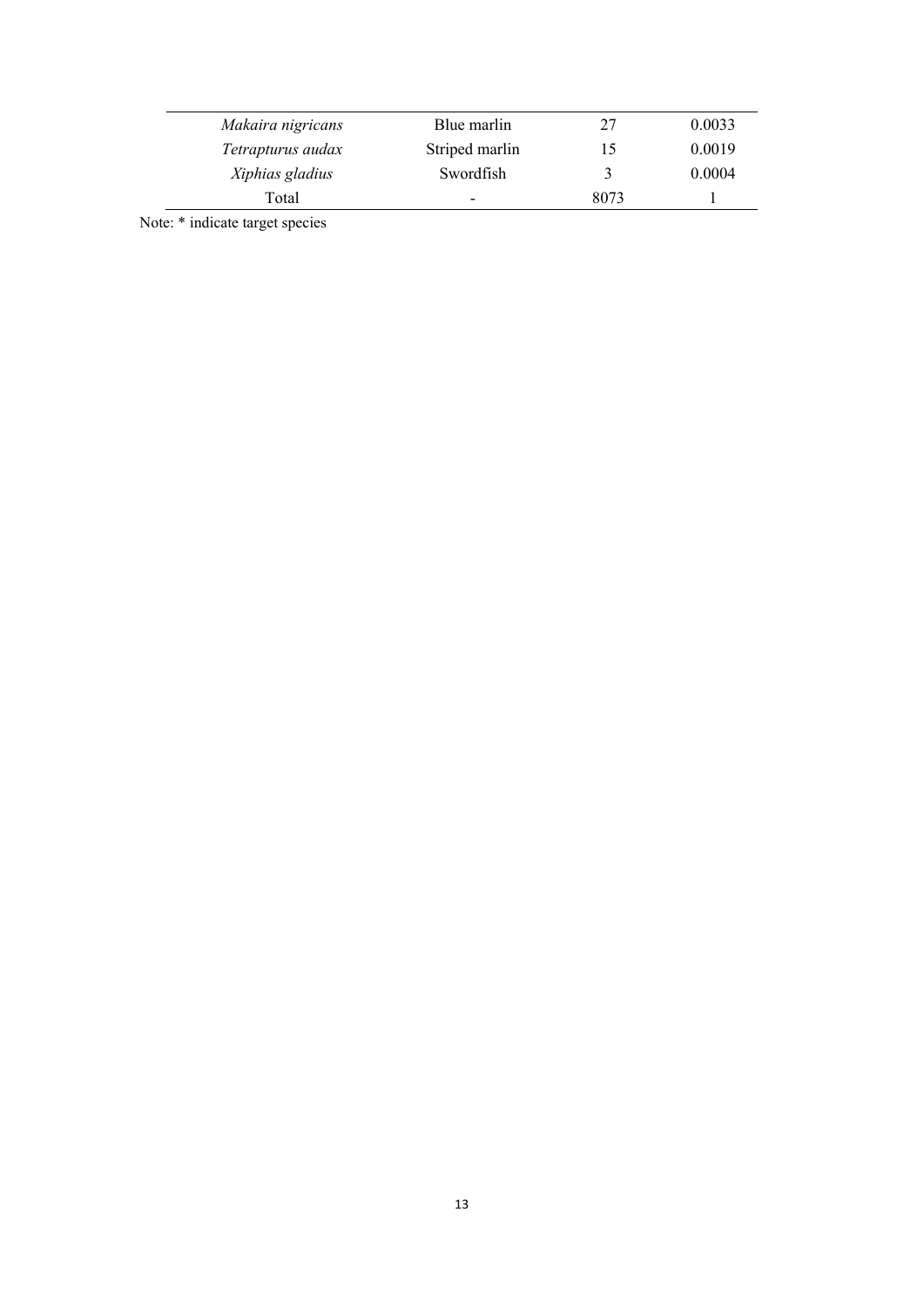| | | | |
|---|---|---|---|
| *Makaira nigricans* | Blue marlin | 27 | 0.0033 |
| *Tetrapturus audax* | Striped marlin | 15 | 0.0019 |
| *Xiphias gladius* | Swordfish | 3 | 0.0004 |
| Total | - | 8073 | 1 |

Note: * indicate target species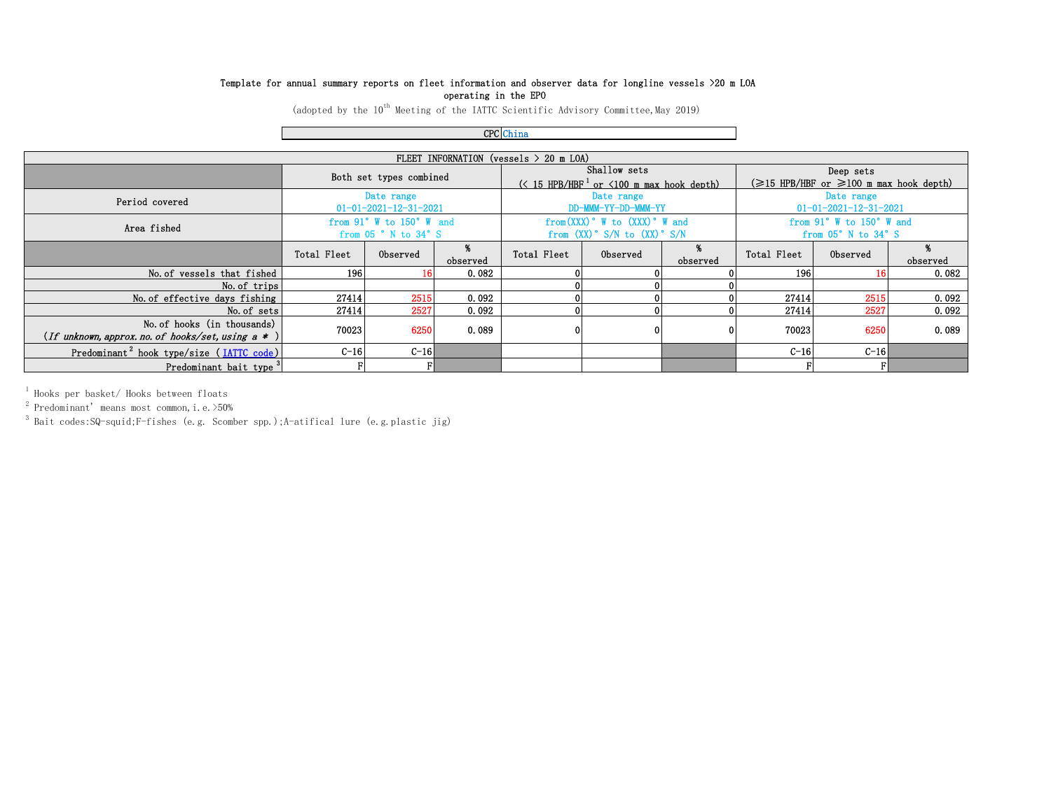Template for annual summary reports on fleet information and observer data for longline vessels >20 m LOA operating in the EPO

(adopted by the 10th Meeting of the IATTC Scientific Advisory Committee, May 2019)

| CPC | China |
|---|---|

| FLEET INFORMATION (vessels > 20 m LOA) | | | | | | | | | |
|---|---|---|---|---|---|---|---|---|---|
| | Both set types combined | | | Shallow sets (< 15 HPB/HBF[1] or <100 m max hook depth) | | | Deep sets (≥15 HPB/HBF or ≥100 m max hook depth) | | |
| Period covered | Date range 01-01-2021-12-31-2021 | | | Date range DD-MMM-YY-DD-MMM-YY | | | Date range 01-01-2021-12-31-2021 | | |
| Area fished | from 91° W to 150° W and from 05 ° N to 34° S | | | from(XXX)° W to (XXX)° W and from (XX)° S/N to (XX)° S/N | | | from 91° W to 150° W and from 05° N to 34° S | | |
| | Total Fleet | Observed | % observed | Total Fleet | Observed | % observed | Total Fleet | Observed | % observed |
| No. of vessels that fished | 196 | 16 | 0.082 | 0 | 0 | 0 | 196 | 16 | 0.082 |
| No. of trips | | | | 0 | 0 | 0 | | | |
| No. of effective days fishing | 27414 | 2515 | 0.092 | 0 | 0 | 0 | 27414 | 2515 | 0.092 |
| No. of sets | 27414 | 2527 | 0.092 | 0 | 0 | 0 | 27414 | 2527 | 0.092 |
| No. of hooks (in thousands) (*If unknown, approx. no. of hooks/set, using a \** ) | 70023 | 6250 | 0.089 | 0 | 0 | 0 | 70023 | 6250 | 0.089 |
| Predominant[2] hook type/size (IATTC code) | C-16 | C-16 | | | | | C-16 | C-16 | |
| Predominant bait type[3] | F | F | | | | | F | F | |

[1] Hooks per basket/ Hooks between floats

[2] Predominant' means most common, i.e. >50%

[3] Bait codes:SQ-squid;F-fishes (e.g. Scomber spp.);A-atifical lure (e.g.plastic jig)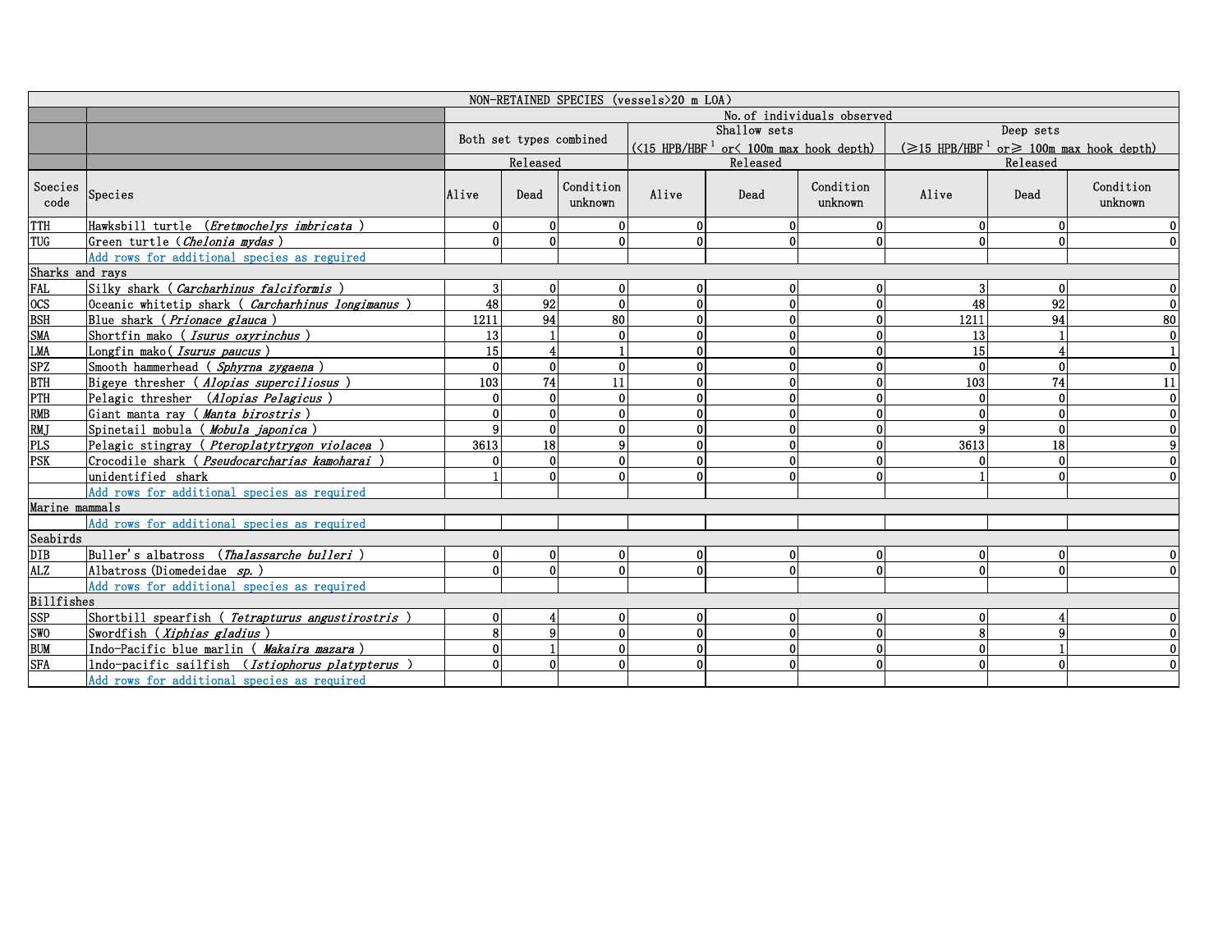| NON-RETAINED SPECIES (vessels>20 m LOA) | | | | | | | | | | |
|---|---|---|---|---|---|---|---|---|---|---|
| | | No.of individuals observed | | | | | | | | |
| | | Both set types combined | | | Shallow sets (<15 HPB/HBF[1] or< 100m max hook depth) | | | Deep sets (≥15 HPB/HBF[1] or≥ 100m max hook depth) | | |
| | | Released | | | Released | | | Released | | |
| Soecies code | Species | Alive | Dead | Condition unknown | Alive | Dead | Condition unknown | Alive | Dead | Condition unknown |
| TTH | Hawksbill turtle (*Eretmochelys imbricata*) | 0 | 0 | 0 | 0 | 0 | 0 | 0 | 0 | 0 |
| TUG | Green turtle (*Chelonia mydas*) | 0 | 0 | 0 | 0 | 0 | 0 | 0 | 0 | 0 |
| | Add rows for additional species as required | | | | | | | | | |
| Sharks and rays | | | | | | | | | | |
| FAL | Silky shark (*Carcharhinus falciformis*) | 3 | 0 | 0 | 0 | 0 | 0 | 3 | 0 | 0 |
| OCS | Oceanic whitetip shark (*Carcharhinus longimanus*) | 48 | 92 | 0 | 0 | 0 | 0 | 48 | 92 | 0 |
| BSH | Blue shark (*Prionace glauca*) | 1211 | 94 | 80 | 0 | 0 | 0 | 1211 | 94 | 80 |
| SMA | Shortfin mako (*Isurus oxyrinchus*) | 13 | 1 | 0 | 0 | 0 | 0 | 13 | 1 | 0 |
| LMA | Longfin mako(*Isurus paucus*) | 15 | 4 | 1 | 0 | 0 | 0 | 15 | 4 | 1 |
| SPZ | Smooth hammerhead (*Sphyrna zygaena*) | 0 | 0 | 0 | 0 | 0 | 0 | 0 | 0 | 0 |
| BTH | Bigeye thresher (*Alopias superciliosus*) | 103 | 74 | 11 | 0 | 0 | 0 | 103 | 74 | 11 |
| PTH | Pelagic thresher (*Alopias Pelagicus*) | 0 | 0 | 0 | 0 | 0 | 0 | 0 | 0 | 0 |
| RMB | Giant manta ray (*Manta birostris*) | 0 | 0 | 0 | 0 | 0 | 0 | 0 | 0 | 0 |
| RMJ | Spinetail mobula (*Mobula japonica*) | 9 | 0 | 0 | 0 | 0 | 0 | 9 | 0 | 0 |
| PLS | Pelagic stingray (*Pteroplatytrygon violacea*) | 3613 | 18 | 9 | 0 | 0 | 0 | 3613 | 18 | 9 |
| PSK | Crocodile shark (*Pseudocarcharias kamoharai*) | 0 | 0 | 0 | 0 | 0 | 0 | 0 | 0 | 0 |
| | unidentified shark | 1 | 0 | 0 | 0 | 0 | 0 | 1 | 0 | 0 |
| | Add rows for additional species as required | | | | | | | | | |
| Marine mammals | | | | | | | | | | |
| | Add rows for additional species as required | | | | | | | | | |
| Seabirds | | | | | | | | | | |
| DIB | Buller's albatross (*Thalassarche bulleri*) | 0 | 0 | 0 | 0 | 0 | 0 | 0 | 0 | 0 |
| ALZ | Albatross(Diomedeidae *sp.*) | 0 | 0 | 0 | 0 | 0 | 0 | 0 | 0 | 0 |
| | Add rows for additional species as required | | | | | | | | | |
| Billfishes | | | | | | | | | | |
| SSP | Shortbill spearfish (*Tetrapturus angustirostris*) | 0 | 4 | 0 | 0 | 0 | 0 | 0 | 4 | 0 |
| SWO | Swordfish (*Xiphias gladius*) | 8 | 9 | 0 | 0 | 0 | 0 | 8 | 9 | 0 |
| BUM | Indo-Pacific blue marlin (*Makaira mazara*) | 0 | 1 | 0 | 0 | 0 | 0 | 0 | 1 | 0 |
| SFA | Indo-pacific sailfish (*Istiophorus platypterus*) | 0 | 0 | 0 | 0 | 0 | 0 | 0 | 0 | 0 |
| | Add rows for additional species as required | | | | | | | | | |